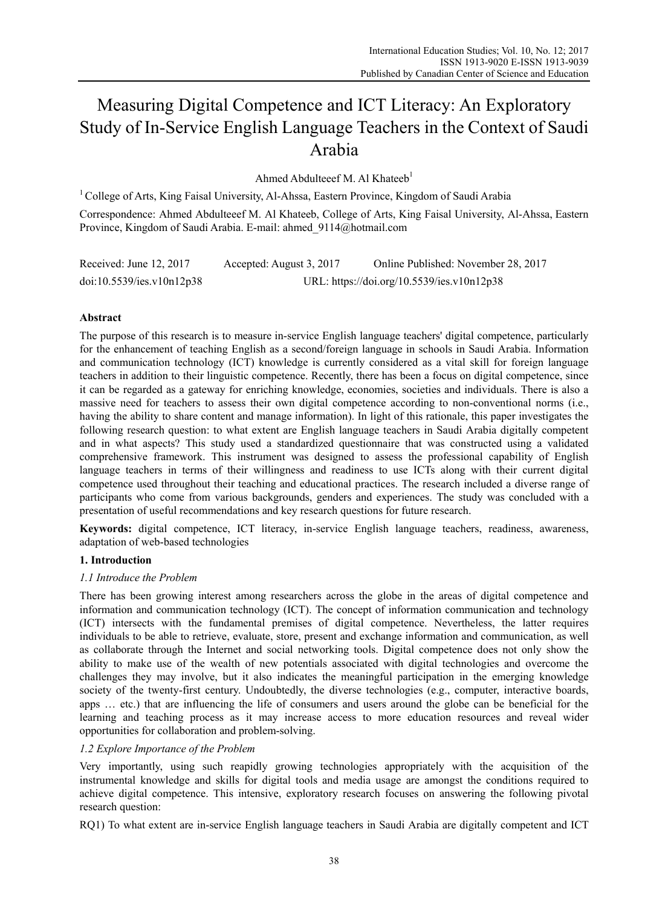# Measuring Digital Competence and ICT Literacy: An Exploratory Study of In-Service English Language Teachers in the Context of Saudi Arabia

Ahmed Abdulteeef M. Al Khateeb[1]

[1] College of Arts, King Faisal University, Al-Ahssa, Eastern Province, Kingdom of Saudi Arabia

Correspondence: Ahmed Abdulteeef M. Al Khateeb, College of Arts, King Faisal University, Al-Ahssa, Eastern Province, Kingdom of Saudi Arabia. E-mail: ahmed_9114@hotmail.com

Received: June 12, 2017 Accepted: August 3, 2017 Online Published: November 28, 2017

doi:10.5539/ies.v10n12p38 URL: https://doi.org/10.5539/ies.v10n12p38

## Abstract

The purpose of this research is to measure in-service English language teachers' digital competence, particularly for the enhancement of teaching English as a second/foreign language in schools in Saudi Arabia. Information and communication technology (ICT) knowledge is currently considered as a vital skill for foreign language teachers in addition to their linguistic competence. Recently, there has been a focus on digital competence, since it can be regarded as a gateway for enriching knowledge, economies, societies and individuals. There is also a massive need for teachers to assess their own digital competence according to non-conventional norms (i.e., having the ability to share content and manage information). In light of this rationale, this paper investigates the following research question: to what extent are English language teachers in Saudi Arabia digitally competent and in what aspects? This study used a standardized questionnaire that was constructed using a validated comprehensive framework. This instrument was designed to assess the professional capability of English language teachers in terms of their willingness and readiness to use ICTs along with their current digital competence used throughout their teaching and educational practices. The research included a diverse range of participants who come from various backgrounds, genders and experiences. The study was concluded with a presentation of useful recommendations and key research questions for future research.

**Keywords:** digital competence, ICT literacy, in-service English language teachers, readiness, awareness, adaptation of web-based technologies

## 1. Introduction

### *1.1 Introduce the Problem*

There has been growing interest among researchers across the globe in the areas of digital competence and information and communication technology (ICT). The concept of information communication and technology (ICT) intersects with the fundamental premises of digital competence. Nevertheless, the latter requires individuals to be able to retrieve, evaluate, store, present and exchange information and communication, as well as collaborate through the Internet and social networking tools. Digital competence does not only show the ability to make use of the wealth of new potentials associated with digital technologies and overcome the challenges they may involve, but it also indicates the meaningful participation in the emerging knowledge society of the twenty-first century. Undoubtedly, the diverse technologies (e.g., computer, interactive boards, apps … etc.) that are influencing the life of consumers and users around the globe can be beneficial for the learning and teaching process as it may increase access to more education resources and reveal wider opportunities for collaboration and problem-solving.

### *1.2 Explore Importance of the Problem*

Very importantly, using such reapidly growing technologies appropriately with the acquisition of the instrumental knowledge and skills for digital tools and media usage are amongst the conditions required to achieve digital competence. This intensive, exploratory research focuses on answering the following pivotal research question:

RQ1) To what extent are in-service English language teachers in Saudi Arabia are digitally competent and ICT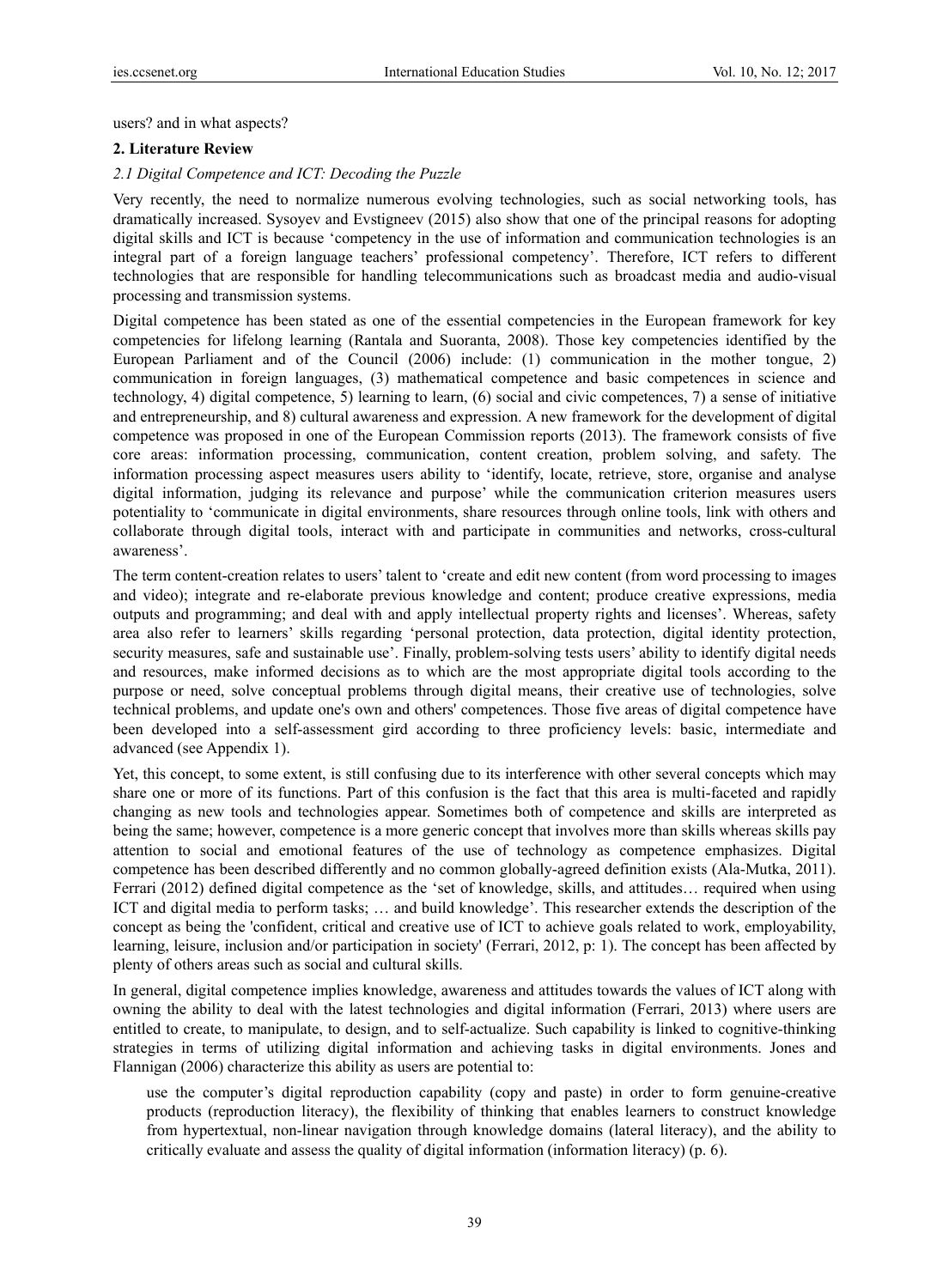users? and in what aspects?

## 2. Literature Review

### *2.1 Digital Competence and ICT: Decoding the Puzzle*

Very recently, the need to normalize numerous evolving technologies, such as social networking tools, has dramatically increased. Sysoyev and Evstigneev (2015) also show that one of the principal reasons for adopting digital skills and ICT is because 'competency in the use of information and communication technologies is an integral part of a foreign language teachers' professional competency'. Therefore, ICT refers to different technologies that are responsible for handling telecommunications such as broadcast media and audio-visual processing and transmission systems.

Digital competence has been stated as one of the essential competencies in the European framework for key competencies for lifelong learning (Rantala and Suoranta, 2008). Those key competencies identified by the European Parliament and of the Council (2006) include: (1) communication in the mother tongue, 2) communication in foreign languages, (3) mathematical competence and basic competences in science and technology, 4) digital competence, 5) learning to learn, (6) social and civic competences, 7) a sense of initiative and entrepreneurship, and 8) cultural awareness and expression. A new framework for the development of digital competence was proposed in one of the European Commission reports (2013). The framework consists of five core areas: information processing, communication, content creation, problem solving, and safety. The information processing aspect measures users ability to 'identify, locate, retrieve, store, organise and analyse digital information, judging its relevance and purpose' while the communication criterion measures users potentiality to 'communicate in digital environments, share resources through online tools, link with others and collaborate through digital tools, interact with and participate in communities and networks, cross-cultural awareness'.

The term content-creation relates to users' talent to 'create and edit new content (from word processing to images and video); integrate and re-elaborate previous knowledge and content; produce creative expressions, media outputs and programming; and deal with and apply intellectual property rights and licenses'. Whereas, safety area also refer to learners' skills regarding 'personal protection, data protection, digital identity protection, security measures, safe and sustainable use'. Finally, problem-solving tests users' ability to identify digital needs and resources, make informed decisions as to which are the most appropriate digital tools according to the purpose or need, solve conceptual problems through digital means, their creative use of technologies, solve technical problems, and update one's own and others' competences. Those five areas of digital competence have been developed into a self-assessment gird according to three proficiency levels: basic, intermediate and advanced (see Appendix 1).

Yet, this concept, to some extent, is still confusing due to its interference with other several concepts which may share one or more of its functions. Part of this confusion is the fact that this area is multi-faceted and rapidly changing as new tools and technologies appear. Sometimes both of competence and skills are interpreted as being the same; however, competence is a more generic concept that involves more than skills whereas skills pay attention to social and emotional features of the use of technology as competence emphasizes. Digital competence has been described differently and no common globally-agreed definition exists (Ala-Mutka, 2011). Ferrari (2012) defined digital competence as the 'set of knowledge, skills, and attitudes… required when using ICT and digital media to perform tasks; … and build knowledge'. This researcher extends the description of the concept as being the 'confident, critical and creative use of ICT to achieve goals related to work, employability, learning, leisure, inclusion and/or participation in society' (Ferrari, 2012, p: 1). The concept has been affected by plenty of others areas such as social and cultural skills.

In general, digital competence implies knowledge, awareness and attitudes towards the values of ICT along with owning the ability to deal with the latest technologies and digital information (Ferrari, 2013) where users are entitled to create, to manipulate, to design, and to self-actualize. Such capability is linked to cognitive-thinking strategies in terms of utilizing digital information and achieving tasks in digital environments. Jones and Flannigan (2006) characterize this ability as users are potential to:

> use the computer's digital reproduction capability (copy and paste) in order to form genuine-creative products (reproduction literacy), the flexibility of thinking that enables learners to construct knowledge from hypertextual, non-linear navigation through knowledge domains (lateral literacy), and the ability to critically evaluate and assess the quality of digital information (information literacy) (p. 6).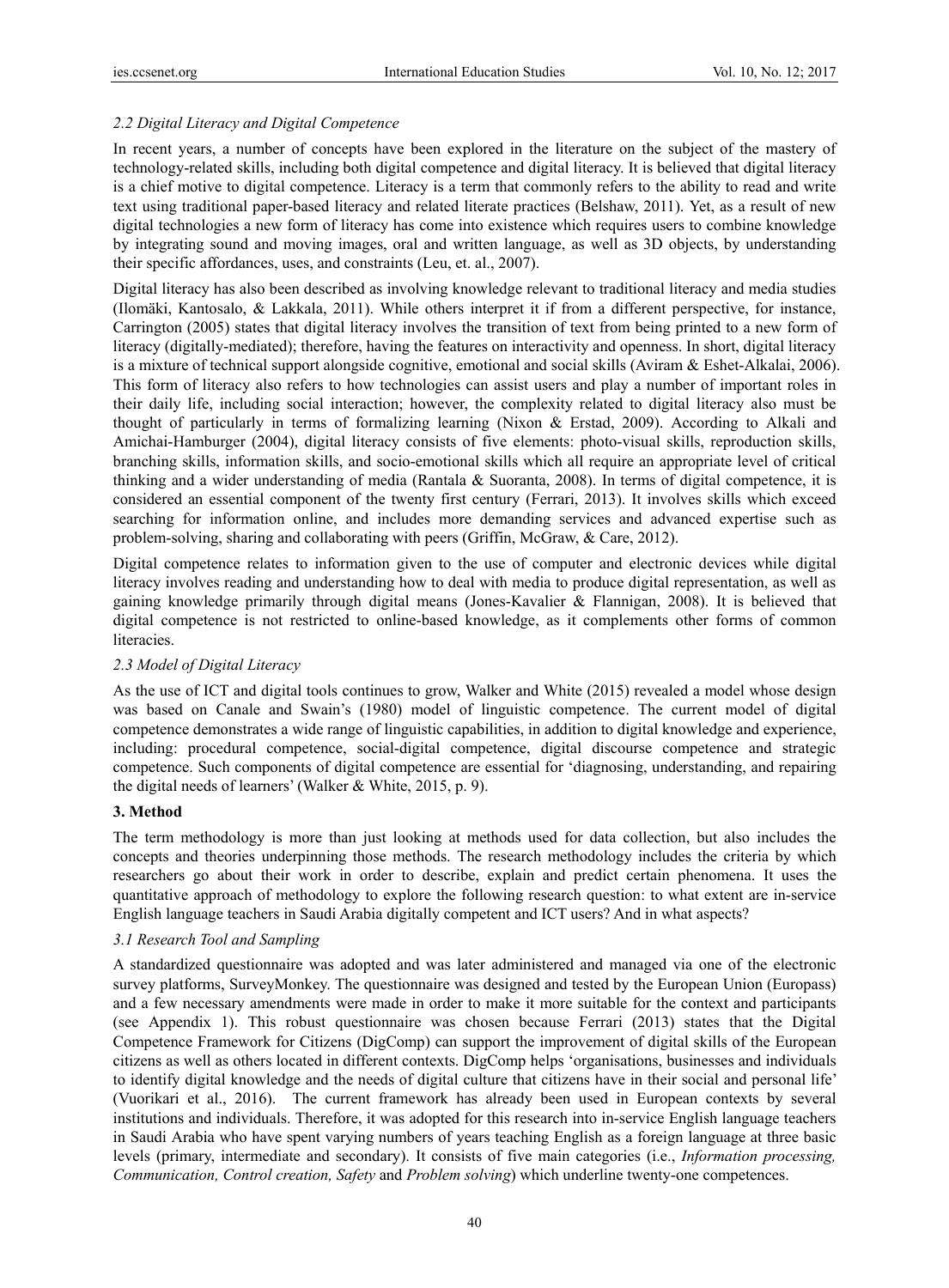### *2.2 Digital Literacy and Digital Competence*

In recent years, a number of concepts have been explored in the literature on the subject of the mastery of technology-related skills, including both digital competence and digital literacy. It is believed that digital literacy is a chief motive to digital competence. Literacy is a term that commonly refers to the ability to read and write text using traditional paper-based literacy and related literate practices (Belshaw, 2011). Yet, as a result of new digital technologies a new form of literacy has come into existence which requires users to combine knowledge by integrating sound and moving images, oral and written language, as well as 3D objects, by understanding their specific affordances, uses, and constraints (Leu, et. al., 2007).

Digital literacy has also been described as involving knowledge relevant to traditional literacy and media studies (Ilomäki, Kantosalo, & Lakkala, 2011). While others interpret it if from a different perspective, for instance, Carrington (2005) states that digital literacy involves the transition of text from being printed to a new form of literacy (digitally-mediated); therefore, having the features on interactivity and openness. In short, digital literacy is a mixture of technical support alongside cognitive, emotional and social skills (Aviram & Eshet-Alkalai, 2006). This form of literacy also refers to how technologies can assist users and play a number of important roles in their daily life, including social interaction; however, the complexity related to digital literacy also must be thought of particularly in terms of formalizing learning (Nixon & Erstad, 2009). According to Alkali and Amichai-Hamburger (2004), digital literacy consists of five elements: photo-visual skills, reproduction skills, branching skills, information skills, and socio-emotional skills which all require an appropriate level of critical thinking and a wider understanding of media (Rantala & Suoranta, 2008). In terms of digital competence, it is considered an essential component of the twenty first century (Ferrari, 2013). It involves skills which exceed searching for information online, and includes more demanding services and advanced expertise such as problem-solving, sharing and collaborating with peers (Griffin, McGraw, & Care, 2012).

Digital competence relates to information given to the use of computer and electronic devices while digital literacy involves reading and understanding how to deal with media to produce digital representation, as well as gaining knowledge primarily through digital means (Jones-Kavalier & Flannigan, 2008). It is believed that digital competence is not restricted to online-based knowledge, as it complements other forms of common literacies.

### *2.3 Model of Digital Literacy*

As the use of ICT and digital tools continues to grow, Walker and White (2015) revealed a model whose design was based on Canale and Swain's (1980) model of linguistic competence. The current model of digital competence demonstrates a wide range of linguistic capabilities, in addition to digital knowledge and experience, including: procedural competence, social-digital competence, digital discourse competence and strategic competence. Such components of digital competence are essential for 'diagnosing, understanding, and repairing the digital needs of learners' (Walker & White, 2015, p. 9).

## **3. Method**

The term methodology is more than just looking at methods used for data collection, but also includes the concepts and theories underpinning those methods. The research methodology includes the criteria by which researchers go about their work in order to describe, explain and predict certain phenomena. It uses the quantitative approach of methodology to explore the following research question: to what extent are in-service English language teachers in Saudi Arabia digitally competent and ICT users? And in what aspects?

### *3.1 Research Tool and Sampling*

A standardized questionnaire was adopted and was later administered and managed via one of the electronic survey platforms, SurveyMonkey. The questionnaire was designed and tested by the European Union (Europass) and a few necessary amendments were made in order to make it more suitable for the context and participants (see Appendix 1). This robust questionnaire was chosen because Ferrari (2013) states that the Digital Competence Framework for Citizens (DigComp) can support the improvement of digital skills of the European citizens as well as others located in different contexts. DigComp helps 'organisations, businesses and individuals to identify digital knowledge and the needs of digital culture that citizens have in their social and personal life' (Vuorikari et al., 2016). The current framework has already been used in European contexts by several institutions and individuals. Therefore, it was adopted for this research into in-service English language teachers in Saudi Arabia who have spent varying numbers of years teaching English as a foreign language at three basic levels (primary, intermediate and secondary). It consists of five main categories (i.e., *Information processing, Communication, Control creation, Safety* and *Problem solving*) which underline twenty-one competences.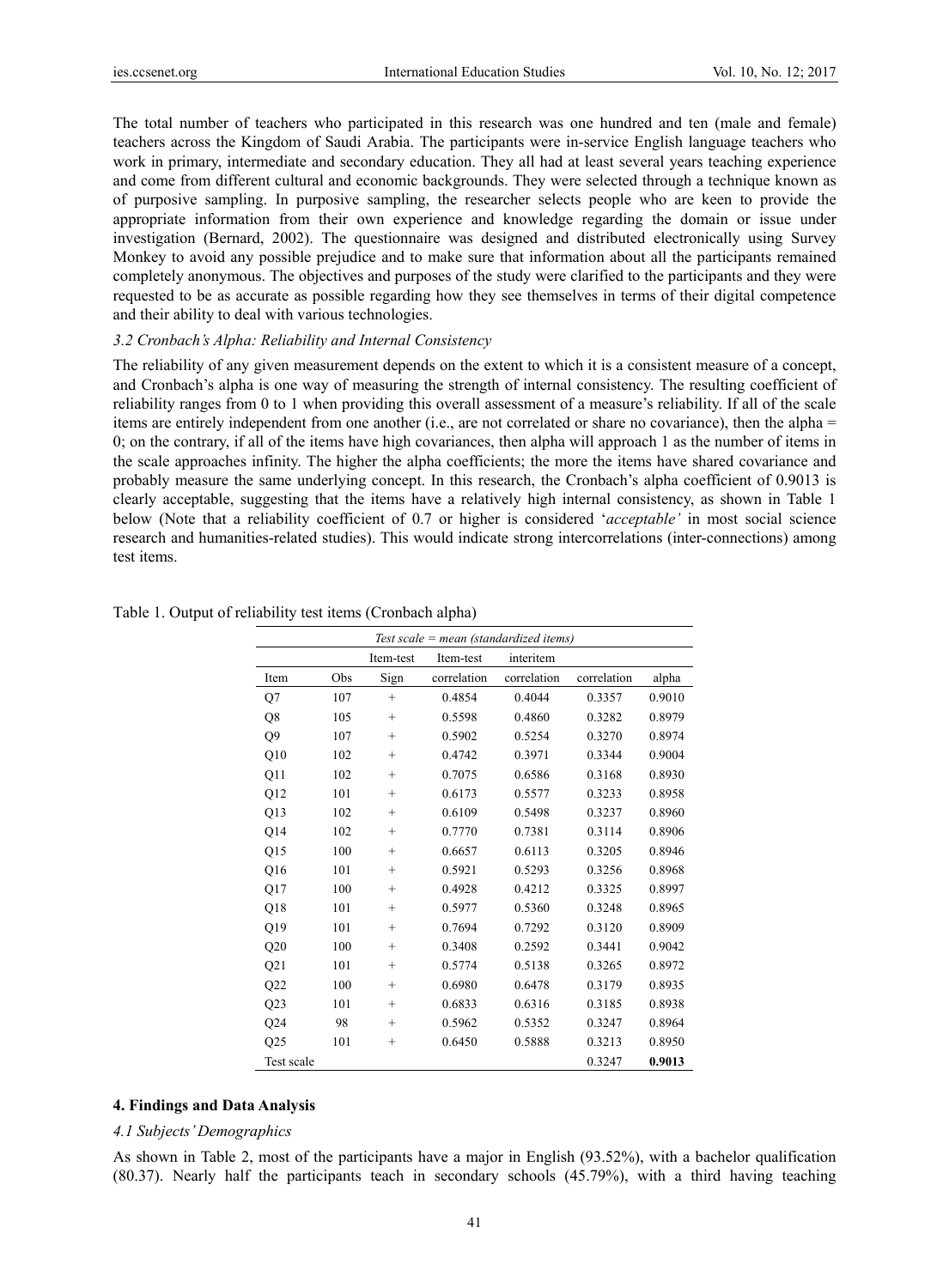The total number of teachers who participated in this research was one hundred and ten (male and female) teachers across the Kingdom of Saudi Arabia. The participants were in-service English language teachers who work in primary, intermediate and secondary education. They all had at least several years teaching experience and come from different cultural and economic backgrounds. They were selected through a technique known as of purposive sampling. In purposive sampling, the researcher selects people who are keen to provide the appropriate information from their own experience and knowledge regarding the domain or issue under investigation (Bernard, 2002). The questionnaire was designed and distributed electronically using Survey Monkey to avoid any possible prejudice and to make sure that information about all the participants remained completely anonymous. The objectives and purposes of the study were clarified to the participants and they were requested to be as accurate as possible regarding how they see themselves in terms of their digital competence and their ability to deal with various technologies.

### *3.2 Cronbach's Alpha: Reliability and Internal Consistency*

The reliability of any given measurement depends on the extent to which it is a consistent measure of a concept, and Cronbach's alpha is one way of measuring the strength of internal consistency. The resulting coefficient of reliability ranges from 0 to 1 when providing this overall assessment of a measure's reliability. If all of the scale items are entirely independent from one another (i.e., are not correlated or share no covariance), then the alpha = 0; on the contrary, if all of the items have high covariances, then alpha will approach 1 as the number of items in the scale approaches infinity. The higher the alpha coefficients; the more the items have shared covariance and probably measure the same underlying concept. In this research, the Cronbach's alpha coefficient of 0.9013 is clearly acceptable, suggesting that the items have a relatively high internal consistency, as shown in Table 1 below (Note that a reliability coefficient of 0.7 or higher is considered '*acceptable*' in most social science research and humanities-related studies). This would indicate strong intercorrelations (inter-connections) among test items.

Table 1. Output of reliability test items (Cronbach alpha)

| *Test scale = mean (standardized items)* | | | | | | |
|---|---|---|---|---|---|---|
| | | Item-test | Item-test | interitem | | |
| Item | Obs | Sign | correlation | correlation | correlation | alpha |
| Q7 | 107 | + | 0.4854 | 0.4044 | 0.3357 | 0.9010 |
| Q8 | 105 | + | 0.5598 | 0.4860 | 0.3282 | 0.8979 |
| Q9 | 107 | + | 0.5902 | 0.5254 | 0.3270 | 0.8974 |
| Q10 | 102 | + | 0.4742 | 0.3971 | 0.3344 | 0.9004 |
| Q11 | 102 | + | 0.7075 | 0.6586 | 0.3168 | 0.8930 |
| Q12 | 101 | + | 0.6173 | 0.5577 | 0.3233 | 0.8958 |
| Q13 | 102 | + | 0.6109 | 0.5498 | 0.3237 | 0.8960 |
| Q14 | 102 | + | 0.7770 | 0.7381 | 0.3114 | 0.8906 |
| Q15 | 100 | + | 0.6657 | 0.6113 | 0.3205 | 0.8946 |
| Q16 | 101 | + | 0.5921 | 0.5293 | 0.3256 | 0.8968 |
| Q17 | 100 | + | 0.4928 | 0.4212 | 0.3325 | 0.8997 |
| Q18 | 101 | + | 0.5977 | 0.5360 | 0.3248 | 0.8965 |
| Q19 | 101 | + | 0.7694 | 0.7292 | 0.3120 | 0.8909 |
| Q20 | 100 | + | 0.3408 | 0.2592 | 0.3441 | 0.9042 |
| Q21 | 101 | + | 0.5774 | 0.5138 | 0.3265 | 0.8972 |
| Q22 | 100 | + | 0.6980 | 0.6478 | 0.3179 | 0.8935 |
| Q23 | 101 | + | 0.6833 | 0.6316 | 0.3185 | 0.8938 |
| Q24 | 98 | + | 0.5962 | 0.5352 | 0.3247 | 0.8964 |
| Q25 | 101 | + | 0.6450 | 0.5888 | 0.3213 | 0.8950 |
| Test scale | | | | | 0.3247 | **0.9013** |

## 4. Findings and Data Analysis

### *4.1 Subjects' Demographics*

As shown in Table 2, most of the participants have a major in English (93.52%), with a bachelor qualification (80.37). Nearly half the participants teach in secondary schools (45.79%), with a third having teaching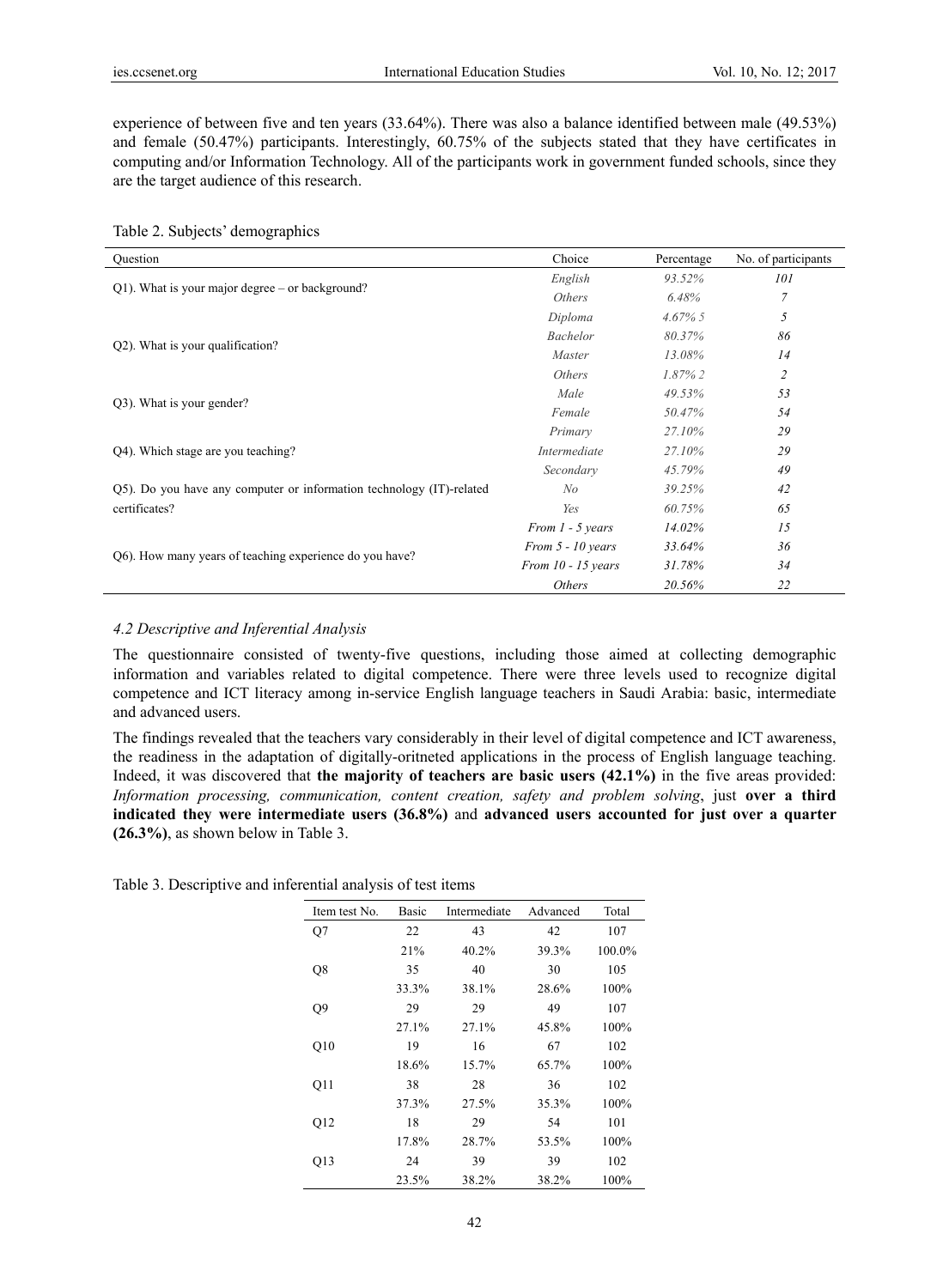experience of between five and ten years (33.64%). There was also a balance identified between male (49.53%) and female (50.47%) participants. Interestingly, 60.75% of the subjects stated that they have certificates in computing and/or Information Technology. All of the participants work in government funded schools, since they are the target audience of this research.

Table 2. Subjects' demographics

| Question | Choice | Percentage | No. of participants |
|---|---|---|---|
| Q1). What is your major degree – or background? | *English* | *93.52%* | *101* |
| | *Others* | *6.48%* | *7* |
| Q2). What is your qualification? | *Diploma* | *4.67% 5* | *5* |
| | *Bachelor* | *80.37%* | *86* |
| | *Master* | *13.08%* | *14* |
| | *Others* | *1.87% 2* | *2* |
| Q3). What is your gender? | *Male* | *49.53%* | *53* |
| | *Female* | *50.47%* | *54* |
| Q4). Which stage are you teaching? | *Primary* | *27.10%* | *29* |
| | *Intermediate* | *27.10%* | *29* |
| | *Secondary* | *45.79%* | *49* |
| Q5). Do you have any computer or information technology (IT)-related certificates? | *No* | *39.25%* | *42* |
| | *Yes* | *60.75%* | *65* |
| Q6). How many years of teaching experience do you have? | *From 1 - 5 years* | *14.02%* | *15* |
| | *From 5 - 10 years* | *33.64%* | *36* |
| | *From 10 - 15 years* | *31.78%* | *34* |
| | *Others* | *20.56%* | *22* |

### *4.2 Descriptive and Inferential Analysis*

The questionnaire consisted of twenty-five questions, including those aimed at collecting demographic information and variables related to digital competence. There were three levels used to recognize digital competence and ICT literacy among in-service English language teachers in Saudi Arabia: basic, intermediate and advanced users.

The findings revealed that the teachers vary considerably in their level of digital competence and ICT awareness, the readiness in the adaptation of digitally-oritneted applications in the process of English language teaching. Indeed, it was discovered that **the majority of teachers are basic users (42.1%)** in the five areas provided: *Information processing, communication, content creation, safety and problem solving*, just **over a third indicated they were intermediate users (36.8%)** and **advanced users accounted for just over a quarter (26.3%)**, as shown below in Table 3.

Table 3. Descriptive and inferential analysis of test items

| Item test No. | Basic | Intermediate | Advanced | Total |
|---|---|---|---|---|
| Q7 | 22 | 43 | 42 | 107 |
| | 21% | 40.2% | 39.3% | 100.0% |
| Q8 | 35 | 40 | 30 | 105 |
| | 33.3% | 38.1% | 28.6% | 100% |
| Q9 | 29 | 29 | 49 | 107 |
| | 27.1% | 27.1% | 45.8% | 100% |
| Q10 | 19 | 16 | 67 | 102 |
| | 18.6% | 15.7% | 65.7% | 100% |
| Q11 | 38 | 28 | 36 | 102 |
| | 37.3% | 27.5% | 35.3% | 100% |
| Q12 | 18 | 29 | 54 | 101 |
| | 17.8% | 28.7% | 53.5% | 100% |
| Q13 | 24 | 39 | 39 | 102 |
| | 23.5% | 38.2% | 38.2% | 100% |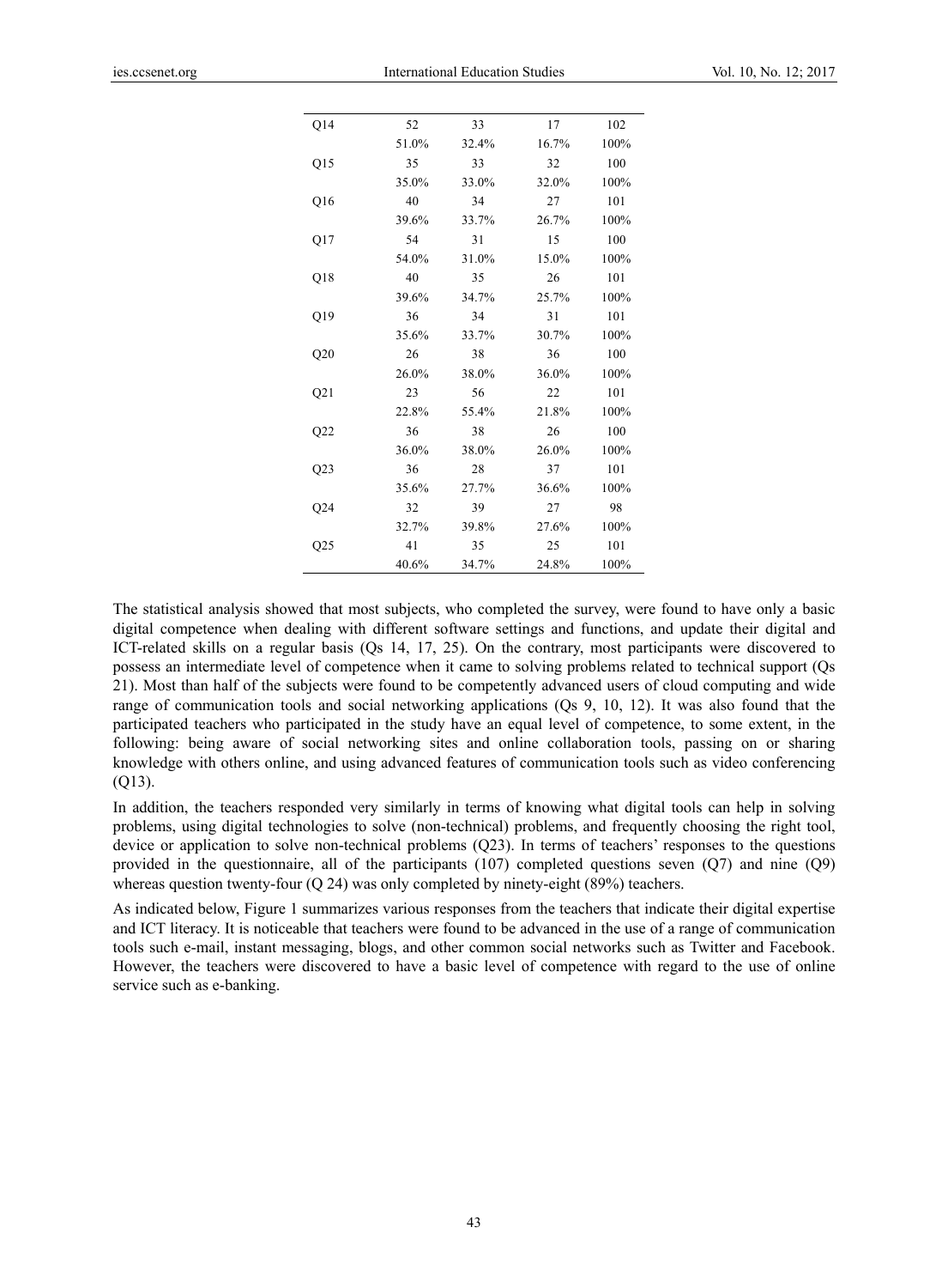| | | | | |
|---|---|---|---|---|
| Q14 | 52 | 33 | 17 | 102 |
| | 51.0% | 32.4% | 16.7% | 100% |
| Q15 | 35 | 33 | 32 | 100 |
| | 35.0% | 33.0% | 32.0% | 100% |
| Q16 | 40 | 34 | 27 | 101 |
| | 39.6% | 33.7% | 26.7% | 100% |
| Q17 | 54 | 31 | 15 | 100 |
| | 54.0% | 31.0% | 15.0% | 100% |
| Q18 | 40 | 35 | 26 | 101 |
| | 39.6% | 34.7% | 25.7% | 100% |
| Q19 | 36 | 34 | 31 | 101 |
| | 35.6% | 33.7% | 30.7% | 100% |
| Q20 | 26 | 38 | 36 | 100 |
| | 26.0% | 38.0% | 36.0% | 100% |
| Q21 | 23 | 56 | 22 | 101 |
| | 22.8% | 55.4% | 21.8% | 100% |
| Q22 | 36 | 38 | 26 | 100 |
| | 36.0% | 38.0% | 26.0% | 100% |
| Q23 | 36 | 28 | 37 | 101 |
| | 35.6% | 27.7% | 36.6% | 100% |
| Q24 | 32 | 39 | 27 | 98 |
| | 32.7% | 39.8% | 27.6% | 100% |
| Q25 | 41 | 35 | 25 | 101 |
| | 40.6% | 34.7% | 24.8% | 100% |

The statistical analysis showed that most subjects, who completed the survey, were found to have only a basic digital competence when dealing with different software settings and functions, and update their digital and ICT-related skills on a regular basis (Qs 14, 17, 25). On the contrary, most participants were discovered to possess an intermediate level of competence when it came to solving problems related to technical support (Qs 21). Most than half of the subjects were found to be competently advanced users of cloud computing and wide range of communication tools and social networking applications (Qs 9, 10, 12). It was also found that the participated teachers who participated in the study have an equal level of competence, to some extent, in the following: being aware of social networking sites and online collaboration tools, passing on or sharing knowledge with others online, and using advanced features of communication tools such as video conferencing (Q13).

In addition, the teachers responded very similarly in terms of knowing what digital tools can help in solving problems, using digital technologies to solve (non-technical) problems, and frequently choosing the right tool, device or application to solve non-technical problems (Q23). In terms of teachers' responses to the questions provided in the questionnaire, all of the participants (107) completed questions seven (Q7) and nine (Q9) whereas question twenty-four (Q 24) was only completed by ninety-eight (89%) teachers.

As indicated below, Figure 1 summarizes various responses from the teachers that indicate their digital expertise and ICT literacy. It is noticeable that teachers were found to be advanced in the use of a range of communication tools such e-mail, instant messaging, blogs, and other common social networks such as Twitter and Facebook. However, the teachers were discovered to have a basic level of competence with regard to the use of online service such as e-banking.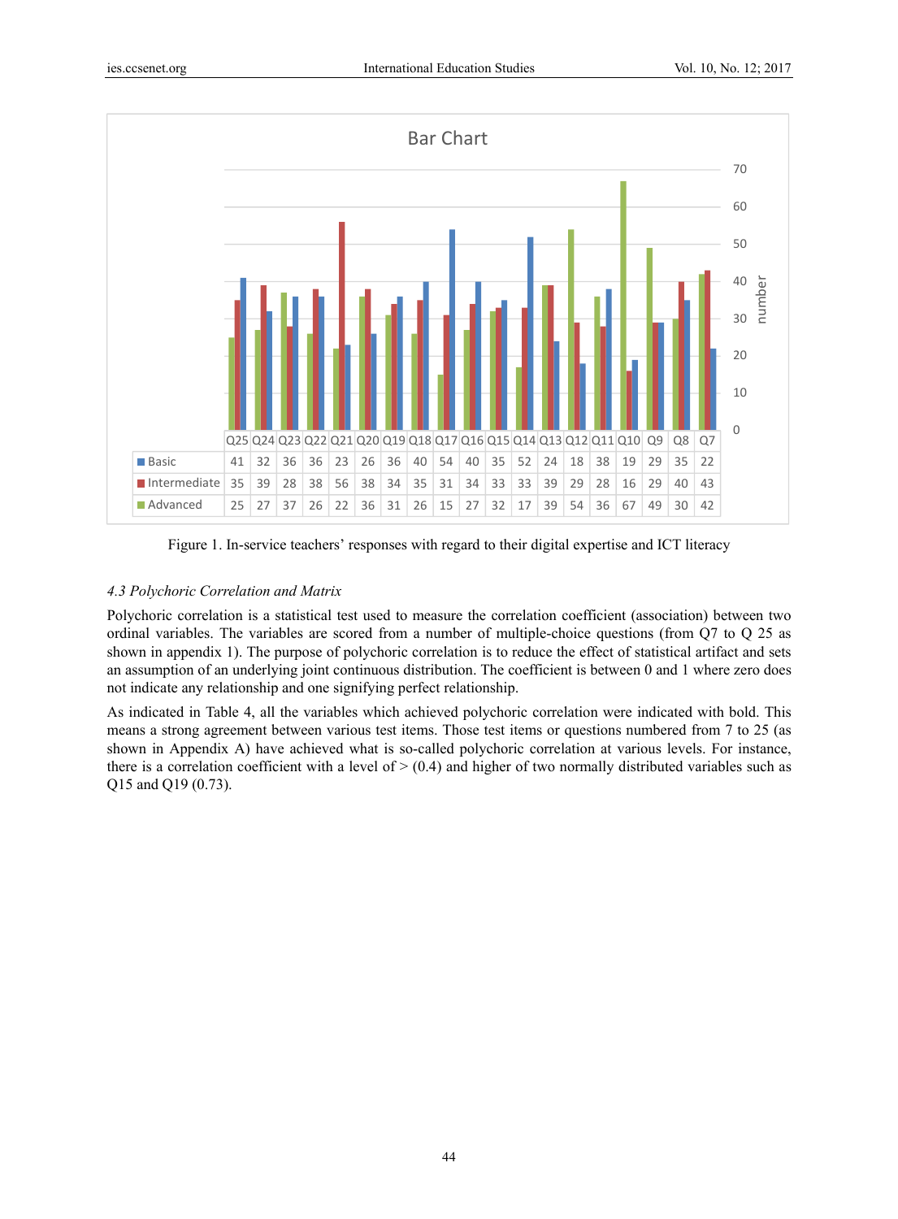**Bar Chart**

| | Q25 | Q24 | Q23 | Q22 | Q21 | Q20 | Q19 | Q18 | Q17 | Q16 | Q15 | Q14 | Q13 | Q12 | Q11 | Q10 | Q9 | Q8 | Q7 |
|---|---|---|---|---|---|---|---|---|---|---|---|---|---|---|---|---|---|---|---|
| Basic | 41 | 32 | 36 | 36 | 23 | 26 | 36 | 40 | 54 | 40 | 35 | 52 | 24 | 18 | 38 | 19 | 29 | 35 | 22 |
| Intermediate | 35 | 39 | 28 | 38 | 56 | 38 | 34 | 35 | 31 | 34 | 33 | 33 | 39 | 29 | 28 | 16 | 29 | 40 | 43 |
| Advanced | 25 | 27 | 37 | 26 | 22 | 36 | 31 | 26 | 15 | 27 | 32 | 17 | 39 | 54 | 36 | 67 | 49 | 30 | 42 |

Figure 1. In-service teachers' responses with regard to their digital expertise and ICT literacy

### *4.3 Polychoric Correlation and Matrix*

Polychoric correlation is a statistical test used to measure the correlation coefficient (association) between two ordinal variables. The variables are scored from a number of multiple-choice questions (from Q7 to Q 25 as shown in appendix 1). The purpose of polychoric correlation is to reduce the effect of statistical artifact and sets an assumption of an underlying joint continuous distribution. The coefficient is between 0 and 1 where zero does not indicate any relationship and one signifying perfect relationship.

As indicated in Table 4, all the variables which achieved polychoric correlation were indicated with bold. This means a strong agreement between various test items. Those test items or questions numbered from 7 to 25 (as shown in Appendix A) have achieved what is so-called polychoric correlation at various levels. For instance, there is a correlation coefficient with a level of > (0.4) and higher of two normally distributed variables such as Q15 and Q19 (0.73).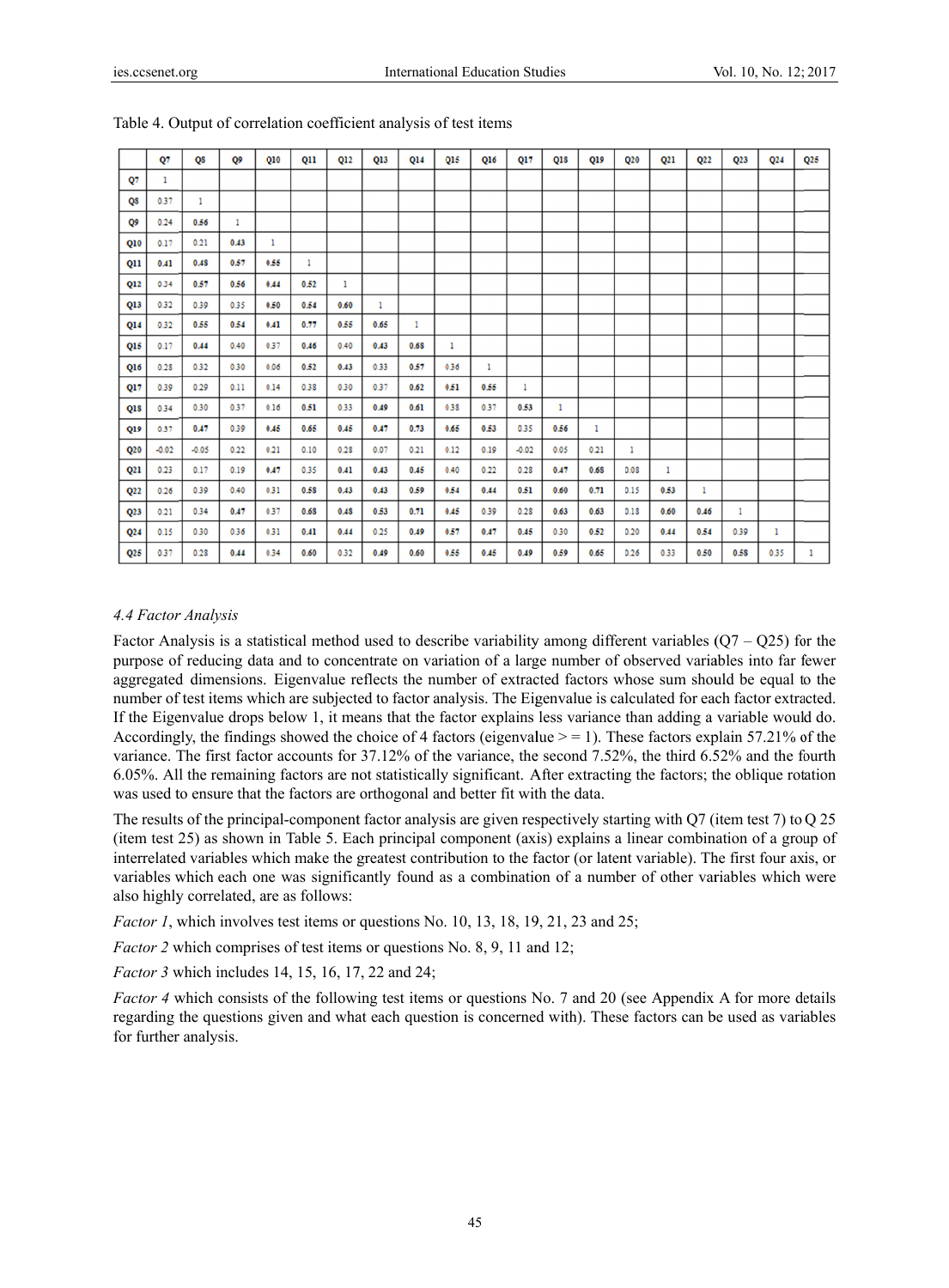Table 4. Output of correlation coefficient analysis of test items

| | Q7 | Q8 | Q9 | Q10 | Q11 | Q12 | Q13 | Q14 | Q15 | Q16 | Q17 | Q18 | Q19 | Q20 | Q21 | Q22 | Q23 | Q24 | Q25 |
|---|---|---|---|---|---|---|---|---|---|---|---|---|---|---|---|---|---|---|---|
| Q7 | 1 | | | | | | | | | | | | | | | | | | |
| Q8 | 0.37 | 1 | | | | | | | | | | | | | | | | | |
| Q9 | 0.24 | 0.56 | 1 | | | | | | | | | | | | | | | | |
| Q10 | 0.17 | 0.21 | 0.43 | 1 | | | | | | | | | | | | | | | |
| Q11 | 0.41 | 0.48 | 0.57 | 0.55 | 1 | | | | | | | | | | | | | | |
| Q12 | 0.34 | 0.57 | 0.56 | 0.44 | 0.52 | 1 | | | | | | | | | | | | | |
| Q13 | 0.32 | 0.39 | 0.35 | 0.50 | 0.54 | 0.60 | 1 | | | | | | | | | | | | |
| Q14 | 0.32 | 0.55 | 0.54 | 0.41 | 0.77 | 0.55 | 0.65 | 1 | | | | | | | | | | | |
| Q15 | 0.17 | 0.44 | 0.40 | 0.37 | 0.46 | 0.40 | 0.43 | 0.68 | 1 | | | | | | | | | | |
| Q16 | 0.28 | 0.32 | 0.30 | 0.06 | 0.52 | 0.43 | 0.33 | 0.57 | 0.36 | 1 | | | | | | | | | |
| Q17 | 0.39 | 0.29 | 0.11 | 0.14 | 0.38 | 0.30 | 0.37 | 0.62 | 0.51 | 0.55 | 1 | | | | | | | | |
| Q18 | 0.34 | 0.30 | 0.37 | 0.16 | 0.51 | 0.33 | 0.49 | 0.61 | 0.38 | 0.37 | 0.53 | 1 | | | | | | | |
| Q19 | 0.37 | 0.47 | 0.39 | 0.45 | 0.65 | 0.45 | 0.47 | 0.73 | 0.65 | 0.53 | 0.35 | 0.56 | 1 | | | | | | |
| Q20 | -0.02 | -0.05 | 0.22 | 0.21 | 0.10 | 0.28 | 0.07 | 0.21 | 0.12 | 0.19 | -0.02 | 0.05 | 0.21 | 1 | | | | | |
| Q21 | 0.23 | 0.17 | 0.19 | 0.47 | 0.35 | 0.41 | 0.43 | 0.45 | 0.40 | 0.22 | 0.28 | 0.47 | 0.68 | 0.08 | 1 | | | | |
| Q22 | 0.26 | 0.39 | 0.40 | 0.31 | 0.58 | 0.43 | 0.43 | 0.59 | 0.54 | 0.44 | 0.51 | 0.60 | 0.71 | 0.15 | 0.53 | 1 | | | |
| Q23 | 0.21 | 0.34 | 0.47 | 0.37 | 0.68 | 0.48 | 0.53 | 0.71 | 0.45 | 0.39 | 0.28 | 0.63 | 0.63 | 0.18 | 0.60 | 0.46 | 1 | | |
| Q24 | 0.15 | 0.30 | 0.36 | 0.31 | 0.41 | 0.44 | 0.25 | 0.49 | 0.57 | 0.47 | 0.45 | 0.30 | 0.52 | 0.20 | 0.44 | 0.54 | 0.39 | 1 | |
| Q25 | 0.37 | 0.28 | 0.44 | 0.34 | 0.60 | 0.32 | 0.49 | 0.60 | 0.55 | 0.45 | 0.49 | 0.59 | 0.65 | 0.26 | 0.33 | 0.50 | 0.58 | 0.35 | 1 |

### *4.4 Factor Analysis*

Factor Analysis is a statistical method used to describe variability among different variables (Q7 – Q25) for the purpose of reducing data and to concentrate on variation of a large number of observed variables into far fewer aggregated dimensions. Eigenvalue reflects the number of extracted factors whose sum should be equal to the number of test items which are subjected to factor analysis. The Eigenvalue is calculated for each factor extracted. If the Eigenvalue drops below 1, it means that the factor explains less variance than adding a variable would do. Accordingly, the findings showed the choice of 4 factors (eigenvalue > = 1). These factors explain 57.21% of the variance. The first factor accounts for 37.12% of the variance, the second 7.52%, the third 6.52% and the fourth 6.05%. All the remaining factors are not statistically significant. After extracting the factors; the oblique rotation was used to ensure that the factors are orthogonal and better fit with the data.

The results of the principal-component factor analysis are given respectively starting with Q7 (item test 7) to Q 25 (item test 25) as shown in Table 5. Each principal component (axis) explains a linear combination of a group of interrelated variables which make the greatest contribution to the factor (or latent variable). The first four axis, or variables which each one was significantly found as a combination of a number of other variables which were also highly correlated, are as follows:

*Factor 1*, which involves test items or questions No. 10, 13, 18, 19, 21, 23 and 25;

*Factor 2* which comprises of test items or questions No. 8, 9, 11 and 12;

*Factor 3* which includes 14, 15, 16, 17, 22 and 24;

*Factor 4* which consists of the following test items or questions No. 7 and 20 (see Appendix A for more details regarding the questions given and what each question is concerned with). These factors can be used as variables for further analysis.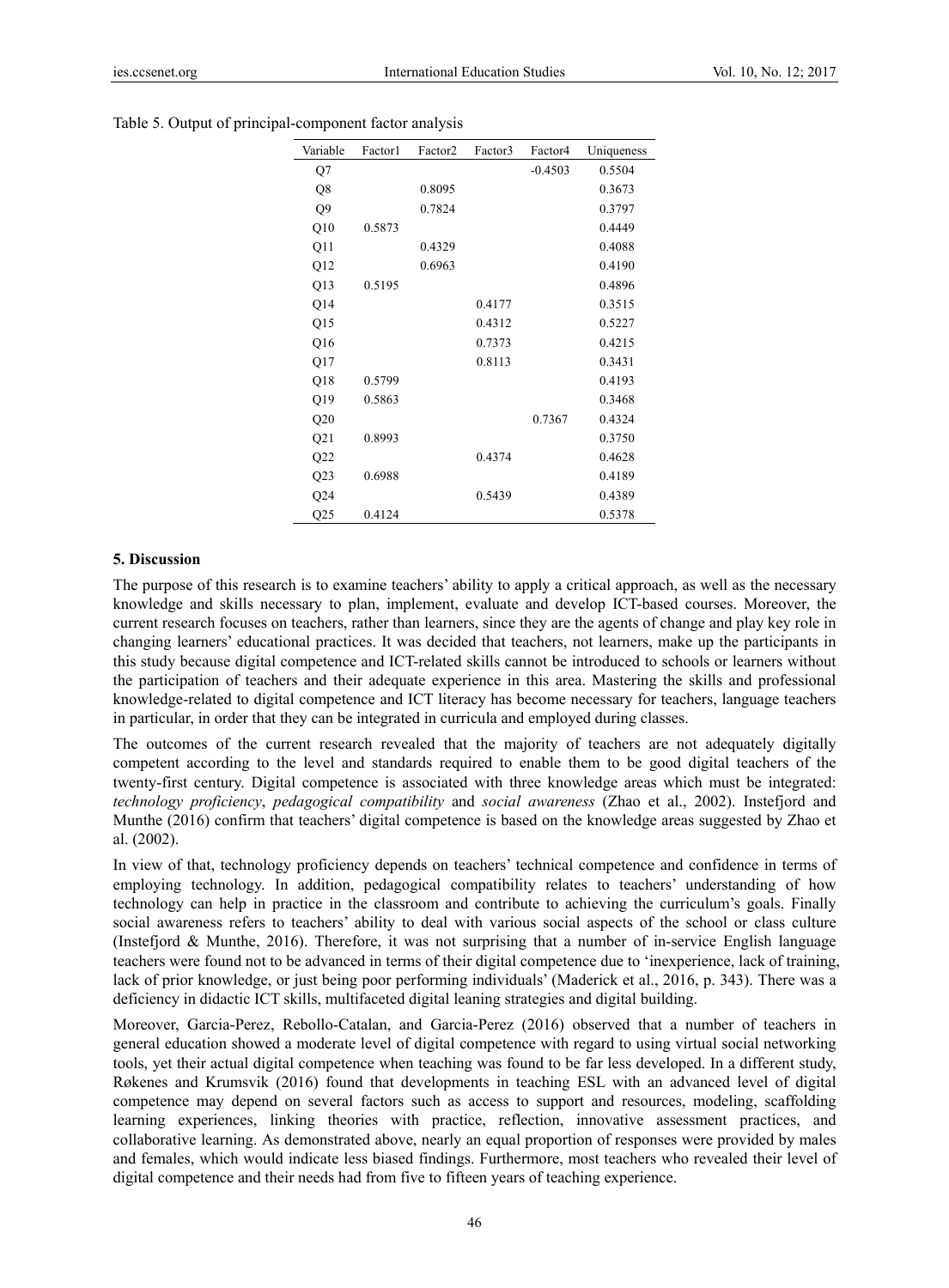Table 5. Output of principal-component factor analysis

| Variable | Factor1 | Factor2 | Factor3 | Factor4 | Uniqueness |
|---|---|---|---|---|---|
| Q7 | | | | -0.4503 | 0.5504 |
| Q8 | | 0.8095 | | | 0.3673 |
| Q9 | | 0.7824 | | | 0.3797 |
| Q10 | 0.5873 | | | | 0.4449 |
| Q11 | | 0.4329 | | | 0.4088 |
| Q12 | | 0.6963 | | | 0.4190 |
| Q13 | 0.5195 | | | | 0.4896 |
| Q14 | | | 0.4177 | | 0.3515 |
| Q15 | | | 0.4312 | | 0.5227 |
| Q16 | | | 0.7373 | | 0.4215 |
| Q17 | | | 0.8113 | | 0.3431 |
| Q18 | 0.5799 | | | | 0.4193 |
| Q19 | 0.5863 | | | | 0.3468 |
| Q20 | | | | 0.7367 | 0.4324 |
| Q21 | 0.8993 | | | | 0.3750 |
| Q22 | | | 0.4374 | | 0.4628 |
| Q23 | 0.6988 | | | | 0.4189 |
| Q24 | | | 0.5439 | | 0.4389 |
| Q25 | 0.4124 | | | | 0.5378 |

## 5. Discussion

The purpose of this research is to examine teachers' ability to apply a critical approach, as well as the necessary knowledge and skills necessary to plan, implement, evaluate and develop ICT-based courses. Moreover, the current research focuses on teachers, rather than learners, since they are the agents of change and play key role in changing learners' educational practices. It was decided that teachers, not learners, make up the participants in this study because digital competence and ICT-related skills cannot be introduced to schools or learners without the participation of teachers and their adequate experience in this area. Mastering the skills and professional knowledge-related to digital competence and ICT literacy has become necessary for teachers, language teachers in particular, in order that they can be integrated in curricula and employed during classes.

The outcomes of the current research revealed that the majority of teachers are not adequately digitally competent according to the level and standards required to enable them to be good digital teachers of the twenty-first century. Digital competence is associated with three knowledge areas which must be integrated: *technology proficiency*, *pedagogical compatibility* and *social awareness* (Zhao et al., 2002). Instefjord and Munthe (2016) confirm that teachers' digital competence is based on the knowledge areas suggested by Zhao et al. (2002).

In view of that, technology proficiency depends on teachers' technical competence and confidence in terms of employing technology. In addition, pedagogical compatibility relates to teachers' understanding of how technology can help in practice in the classroom and contribute to achieving the curriculum's goals. Finally social awareness refers to teachers' ability to deal with various social aspects of the school or class culture (Instefjord & Munthe, 2016). Therefore, it was not surprising that a number of in-service English language teachers were found not to be advanced in terms of their digital competence due to 'inexperience, lack of training, lack of prior knowledge, or just being poor performing individuals' (Maderick et al., 2016, p. 343). There was a deficiency in didactic ICT skills, multifaceted digital leaning strategies and digital building.

Moreover, Garcia-Perez, Rebollo-Catalan, and Garcia-Perez (2016) observed that a number of teachers in general education showed a moderate level of digital competence with regard to using virtual social networking tools, yet their actual digital competence when teaching was found to be far less developed. In a different study, Røkenes and Krumsvik (2016) found that developments in teaching ESL with an advanced level of digital competence may depend on several factors such as access to support and resources, modeling, scaffolding learning experiences, linking theories with practice, reflection, innovative assessment practices, and collaborative learning. As demonstrated above, nearly an equal proportion of responses were provided by males and females, which would indicate less biased findings. Furthermore, most teachers who revealed their level of digital competence and their needs had from five to fifteen years of teaching experience.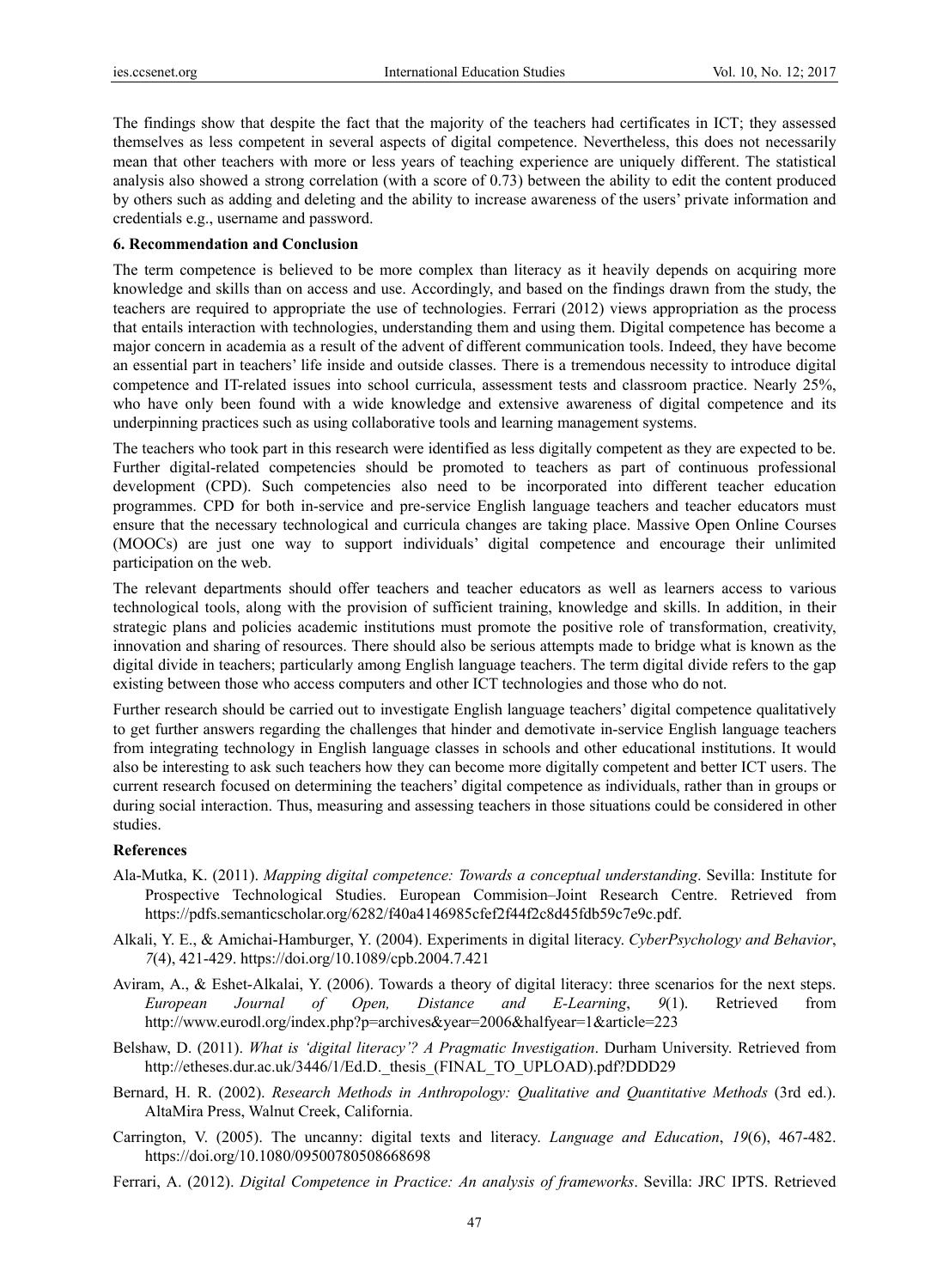The findings show that despite the fact that the majority of the teachers had certificates in ICT; they assessed themselves as less competent in several aspects of digital competence. Nevertheless, this does not necessarily mean that other teachers with more or less years of teaching experience are uniquely different. The statistical analysis also showed a strong correlation (with a score of 0.73) between the ability to edit the content produced by others such as adding and deleting and the ability to increase awareness of the users' private information and credentials e.g., username and password.

### 6. Recommendation and Conclusion

The term competence is believed to be more complex than literacy as it heavily depends on acquiring more knowledge and skills than on access and use. Accordingly, and based on the findings drawn from the study, the teachers are required to appropriate the use of technologies. Ferrari (2012) views appropriation as the process that entails interaction with technologies, understanding them and using them. Digital competence has become a major concern in academia as a result of the advent of different communication tools. Indeed, they have become an essential part in teachers' life inside and outside classes. There is a tremendous necessity to introduce digital competence and IT-related issues into school curricula, assessment tests and classroom practice. Nearly 25%, who have only been found with a wide knowledge and extensive awareness of digital competence and its underpinning practices such as using collaborative tools and learning management systems.

The teachers who took part in this research were identified as less digitally competent as they are expected to be. Further digital-related competencies should be promoted to teachers as part of continuous professional development (CPD). Such competencies also need to be incorporated into different teacher education programmes. CPD for both in-service and pre-service English language teachers and teacher educators must ensure that the necessary technological and curricula changes are taking place. Massive Open Online Courses (MOOCs) are just one way to support individuals' digital competence and encourage their unlimited participation on the web.

The relevant departments should offer teachers and teacher educators as well as learners access to various technological tools, along with the provision of sufficient training, knowledge and skills. In addition, in their strategic plans and policies academic institutions must promote the positive role of transformation, creativity, innovation and sharing of resources. There should also be serious attempts made to bridge what is known as the digital divide in teachers; particularly among English language teachers. The term digital divide refers to the gap existing between those who access computers and other ICT technologies and those who do not.

Further research should be carried out to investigate English language teachers' digital competence qualitatively to get further answers regarding the challenges that hinder and demotivate in-service English language teachers from integrating technology in English language classes in schools and other educational institutions. It would also be interesting to ask such teachers how they can become more digitally competent and better ICT users. The current research focused on determining the teachers' digital competence as individuals, rather than in groups or during social interaction. Thus, measuring and assessing teachers in those situations could be considered in other studies.

### References

Ala-Mutka, K. (2011). *Mapping digital competence: Towards a conceptual understanding*. Sevilla: Institute for Prospective Technological Studies. European Commision–Joint Research Centre. Retrieved from https://pdfs.semanticscholar.org/6282/f40a4146985cfef2f44f2c8d45fdb59c7e9c.pdf.

Alkali, Y. E., & Amichai-Hamburger, Y. (2004). Experiments in digital literacy. *CyberPsychology and Behavior*, *7*(4), 421-429. https://doi.org/10.1089/cpb.2004.7.421

Aviram, A., & Eshet-Alkalai, Y. (2006). Towards a theory of digital literacy: three scenarios for the next steps. *European Journal of Open, Distance and E-Learning*, *9*(1). Retrieved from http://www.eurodl.org/index.php?p=archives&year=2006&halfyear=1&article=223

Belshaw, D. (2011). *What is 'digital literacy'? A Pragmatic Investigation*. Durham University. Retrieved from http://etheses.dur.ac.uk/3446/1/Ed.D._thesis_(FINAL_TO_UPLOAD).pdf?DDD29

Bernard, H. R. (2002). *Research Methods in Anthropology: Qualitative and Quantitative Methods* (3rd ed.). AltaMira Press, Walnut Creek, California.

Carrington, V. (2005). The uncanny: digital texts and literacy. *Language and Education*, *19*(6), 467-482. https://doi.org/10.1080/09500780508668698

Ferrari, A. (2012). *Digital Competence in Practice: An analysis of frameworks*. Sevilla: JRC IPTS. Retrieved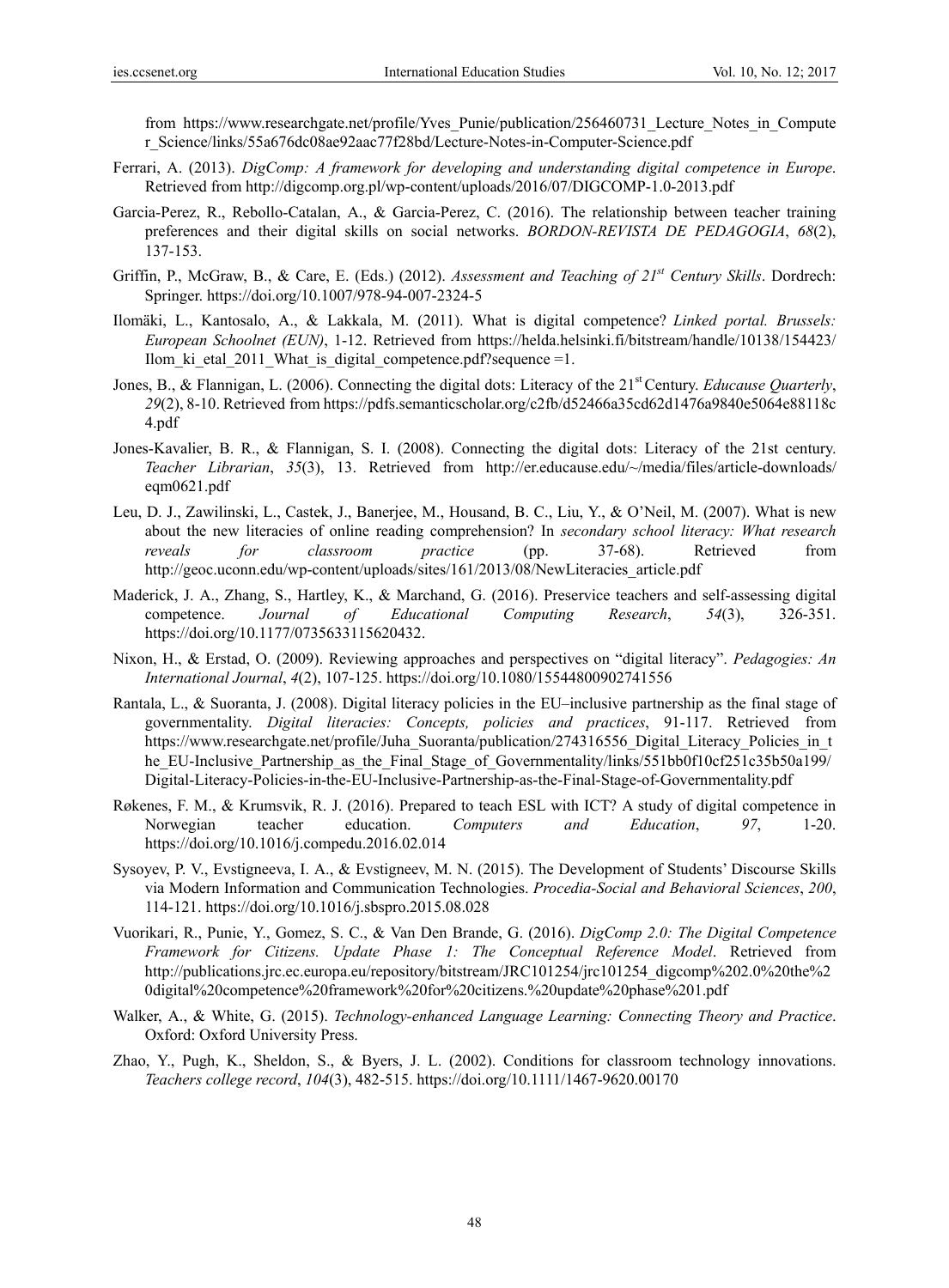from https://www.researchgate.net/profile/Yves_Punie/publication/256460731_Lecture_Notes_in_Computer_Science/links/55a676dc08ae92aac77f28bd/Lecture-Notes-in-Computer-Science.pdf

Ferrari, A. (2013). *DigComp: A framework for developing and understanding digital competence in Europe*. Retrieved from http://digcomp.org.pl/wp-content/uploads/2016/07/DIGCOMP-1.0-2013.pdf

Garcia-Perez, R., Rebollo-Catalan, A., & Garcia-Perez, C. (2016). The relationship between teacher training preferences and their digital skills on social networks. *BORDON-REVISTA DE PEDAGOGIA*, *68*(2), 137-153.

Griffin, P., McGraw, B., & Care, E. (Eds.) (2012). *Assessment and Teaching of 21st Century Skills*. Dordrech: Springer. https://doi.org/10.1007/978-94-007-2324-5

Ilomäki, L., Kantosalo, A., & Lakkala, M. (2011). What is digital competence? *Linked portal. Brussels: European Schoolnet (EUN)*, 1-12. Retrieved from https://helda.helsinki.fi/bitstream/handle/10138/154423/Ilom_ki_etal_2011_What_is_digital_competence.pdf?sequence =1.

Jones, B., & Flannigan, L. (2006). Connecting the digital dots: Literacy of the 21st Century. *Educause Quarterly*, *29*(2), 8-10. Retrieved from https://pdfs.semanticscholar.org/c2fb/d52466a35cd62d1476a9840e5064e88118c4.pdf

Jones-Kavalier, B. R., & Flannigan, S. I. (2008). Connecting the digital dots: Literacy of the 21st century. *Teacher Librarian*, *35*(3), 13. Retrieved from http://er.educause.edu/~/media/files/article-downloads/eqm0621.pdf

Leu, D. J., Zawilinski, L., Castek, J., Banerjee, M., Housand, B. C., Liu, Y., & O'Neil, M. (2007). What is new about the new literacies of online reading comprehension? In *secondary school literacy: What research reveals for classroom practice* (pp. 37-68). Retrieved from http://geoc.uconn.edu/wp-content/uploads/sites/161/2013/08/NewLiteracies_article.pdf

Maderick, J. A., Zhang, S., Hartley, K., & Marchand, G. (2016). Preservice teachers and self-assessing digital competence. *Journal of Educational Computing Research*, *54*(3), 326-351. https://doi.org/10.1177/0735633115620432.

Nixon, H., & Erstad, O. (2009). Reviewing approaches and perspectives on "digital literacy". *Pedagogies: An International Journal*, *4*(2), 107-125. https://doi.org/10.1080/15544800902741556

Rantala, L., & Suoranta, J. (2008). Digital literacy policies in the EU–inclusive partnership as the final stage of governmentality. *Digital literacies: Concepts, policies and practices*, 91-117. Retrieved from https://www.researchgate.net/profile/Juha_Suoranta/publication/274316556_Digital_Literacy_Policies_in_the_EU-Inclusive_Partnership_as_the_Final_Stage_of_Governmentality/links/551bb0f10cf251c35b50a199/Digital-Literacy-Policies-in-the-EU-Inclusive-Partnership-as-the-Final-Stage-of-Governmentality.pdf

Røkenes, F. M., & Krumsvik, R. J. (2016). Prepared to teach ESL with ICT? A study of digital competence in Norwegian teacher education. *Computers and Education*, *97*, 1-20. https://doi.org/10.1016/j.compedu.2016.02.014

Sysoyev, P. V., Evstigneeva, I. A., & Evstigneev, M. N. (2015). The Development of Students' Discourse Skills via Modern Information and Communication Technologies. *Procedia-Social and Behavioral Sciences*, *200*, 114-121. https://doi.org/10.1016/j.sbspro.2015.08.028

Vuorikari, R., Punie, Y., Gomez, S. C., & Van Den Brande, G. (2016). *DigComp 2.0: The Digital Competence Framework for Citizens. Update Phase 1: The Conceptual Reference Model*. Retrieved from http://publications.jrc.ec.europa.eu/repository/bitstream/JRC101254/jrc101254_digcomp%202.0%20the%20digital%20competence%20framework%20for%20citizens.%20update%20phase%201.pdf

Walker, A., & White, G. (2015). *Technology-enhanced Language Learning: Connecting Theory and Practice*. Oxford: Oxford University Press.

Zhao, Y., Pugh, K., Sheldon, S., & Byers, J. L. (2002). Conditions for classroom technology innovations. *Teachers college record*, *104*(3), 482-515. https://doi.org/10.1111/1467-9620.00170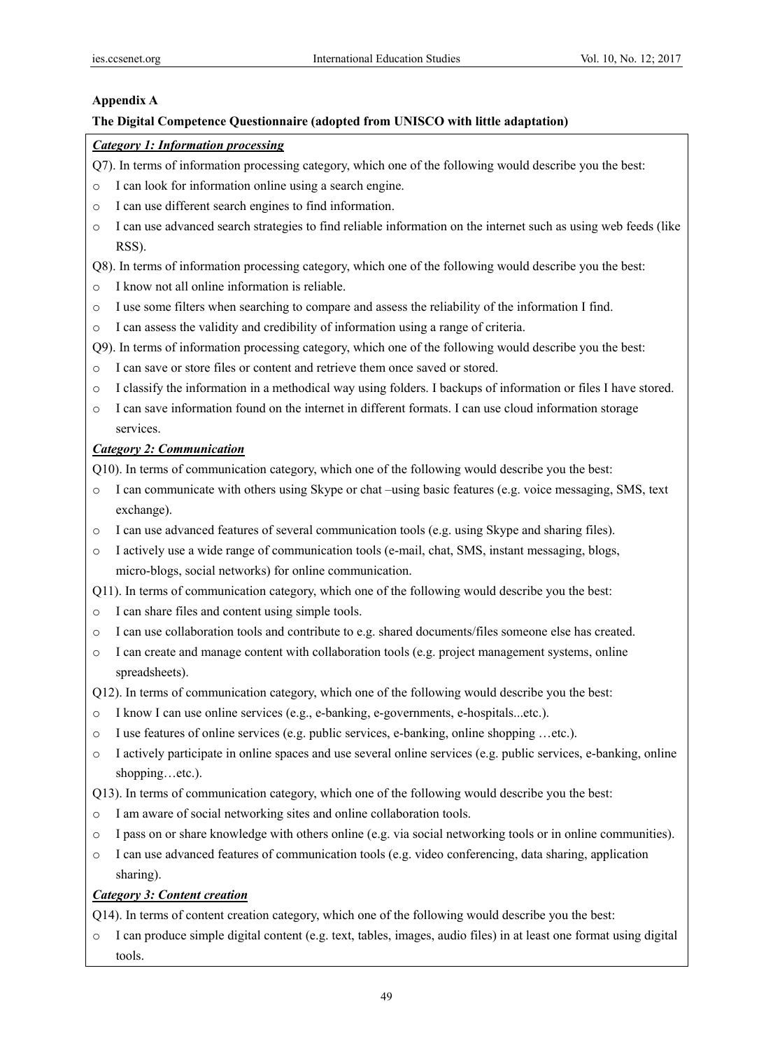**Appendix A**

**The Digital Competence Questionnaire (adopted from UNISCO with little adaptation)**

***Category 1: Information processing***

Q7). In terms of information processing category, which one of the following would describe you the best:

- I can look for information online using a search engine.
- I can use different search engines to find information.
- I can use advanced search strategies to find reliable information on the internet such as using web feeds (like RSS).

Q8). In terms of information processing category, which one of the following would describe you the best:

- I know not all online information is reliable.
- I use some filters when searching to compare and assess the reliability of the information I find.
- I can assess the validity and credibility of information using a range of criteria.

Q9). In terms of information processing category, which one of the following would describe you the best:

- I can save or store files or content and retrieve them once saved or stored.
- I classify the information in a methodical way using folders. I backups of information or files I have stored.
- I can save information found on the internet in different formats. I can use cloud information storage services.

***Category 2: Communication***

Q10). In terms of communication category, which one of the following would describe you the best:

- I can communicate with others using Skype or chat –using basic features (e.g. voice messaging, SMS, text exchange).
- I can use advanced features of several communication tools (e.g. using Skype and sharing files).
- I actively use a wide range of communication tools (e-mail, chat, SMS, instant messaging, blogs, micro-blogs, social networks) for online communication.

Q11). In terms of communication category, which one of the following would describe you the best:

- I can share files and content using simple tools.
- I can use collaboration tools and contribute to e.g. shared documents/files someone else has created.
- I can create and manage content with collaboration tools (e.g. project management systems, online spreadsheets).

Q12). In terms of communication category, which one of the following would describe you the best:

- I know I can use online services (e.g., e-banking, e-governments, e-hospitals...etc.).
- I use features of online services (e.g. public services, e-banking, online shopping …etc.).
- I actively participate in online spaces and use several online services (e.g. public services, e-banking, online shopping…etc.).

Q13). In terms of communication category, which one of the following would describe you the best:

- I am aware of social networking sites and online collaboration tools.
- I pass on or share knowledge with others online (e.g. via social networking tools or in online communities).
- I can use advanced features of communication tools (e.g. video conferencing, data sharing, application sharing).

***Category 3: Content creation***

Q14). In terms of content creation category, which one of the following would describe you the best:

- I can produce simple digital content (e.g. text, tables, images, audio files) in at least one format using digital tools.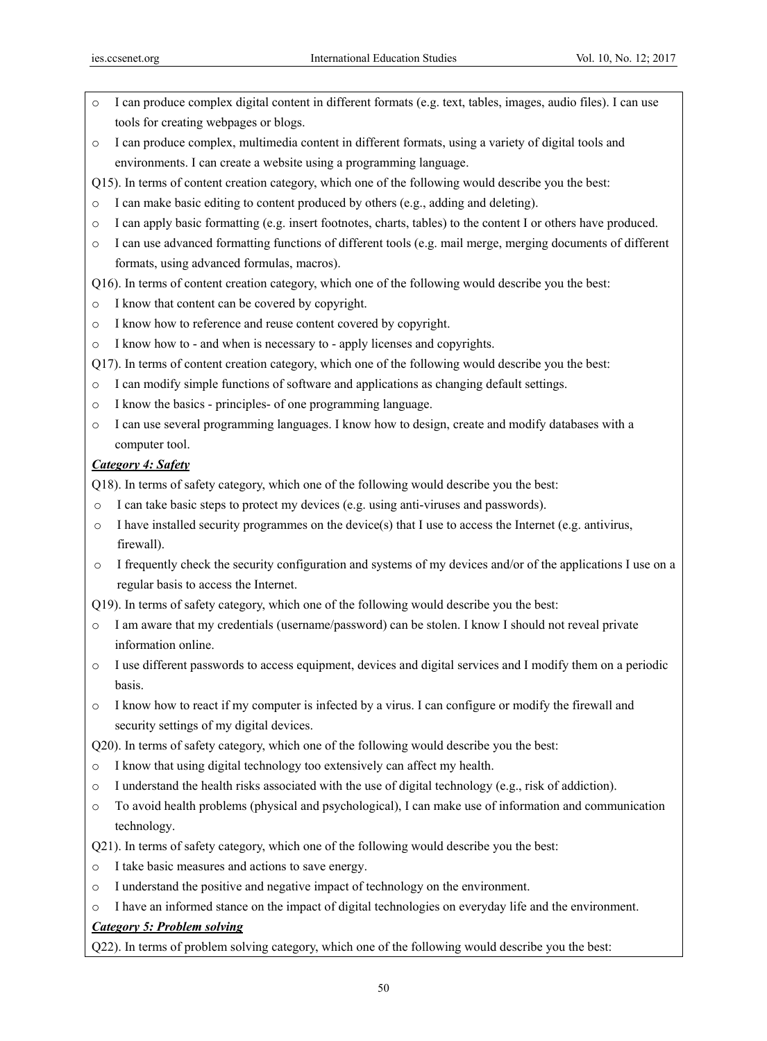- I can produce complex digital content in different formats (e.g. text, tables, images, audio files). I can use tools for creating webpages or blogs.
- I can produce complex, multimedia content in different formats, using a variety of digital tools and environments. I can create a website using a programming language.

Q15). In terms of content creation category, which one of the following would describe you the best:

- I can make basic editing to content produced by others (e.g., adding and deleting).
- I can apply basic formatting (e.g. insert footnotes, charts, tables) to the content I or others have produced.
- I can use advanced formatting functions of different tools (e.g. mail merge, merging documents of different formats, using advanced formulas, macros).

Q16). In terms of content creation category, which one of the following would describe you the best:

- I know that content can be covered by copyright.
- I know how to reference and reuse content covered by copyright.
- I know how to - and when is necessary to - apply licenses and copyrights.

Q17). In terms of content creation category, which one of the following would describe you the best:

- I can modify simple functions of software and applications as changing default settings.
- I know the basics - principles- of one programming language.
- I can use several programming languages. I know how to design, create and modify databases with a computer tool.

***Category 4: Safety***

Q18). In terms of safety category, which one of the following would describe you the best:

- I can take basic steps to protect my devices (e.g. using anti-viruses and passwords).
- I have installed security programmes on the device(s) that I use to access the Internet (e.g. antivirus, firewall).
- I frequently check the security configuration and systems of my devices and/or of the applications I use on a regular basis to access the Internet.

Q19). In terms of safety category, which one of the following would describe you the best:

- I am aware that my credentials (username/password) can be stolen. I know I should not reveal private information online.
- I use different passwords to access equipment, devices and digital services and I modify them on a periodic basis.
- I know how to react if my computer is infected by a virus. I can configure or modify the firewall and security settings of my digital devices.

Q20). In terms of safety category, which one of the following would describe you the best:

- I know that using digital technology too extensively can affect my health.
- I understand the health risks associated with the use of digital technology (e.g., risk of addiction).
- To avoid health problems (physical and psychological), I can make use of information and communication technology.

Q21). In terms of safety category, which one of the following would describe you the best:

- I take basic measures and actions to save energy.
- I understand the positive and negative impact of technology on the environment.
- I have an informed stance on the impact of digital technologies on everyday life and the environment.

***Category 5: Problem solving***

Q22). In terms of problem solving category, which one of the following would describe you the best: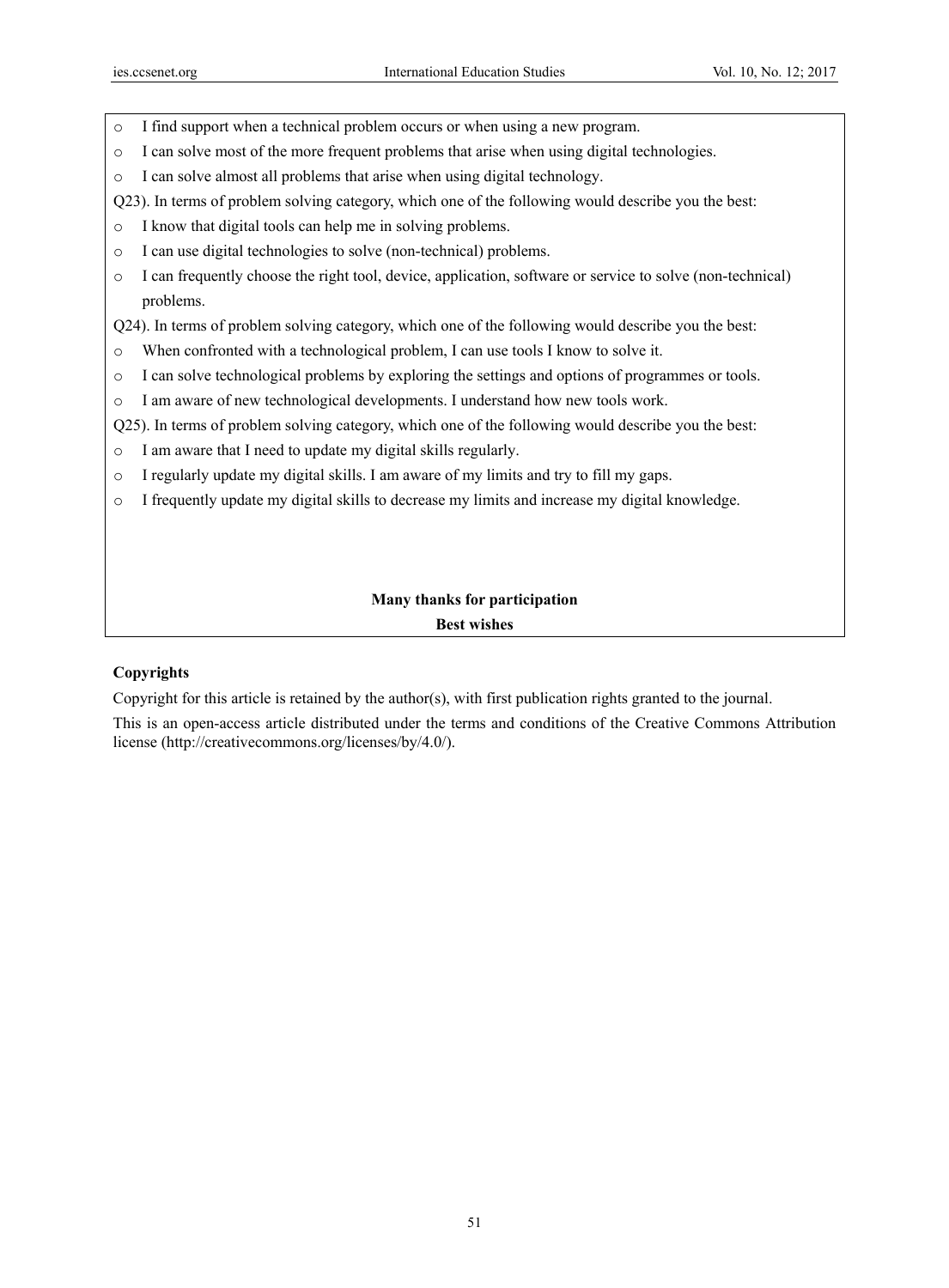- I find support when a technical problem occurs or when using a new program.
- I can solve most of the more frequent problems that arise when using digital technologies.
- I can solve almost all problems that arise when using digital technology.

Q23). In terms of problem solving category, which one of the following would describe you the best:

- I know that digital tools can help me in solving problems.
- I can use digital technologies to solve (non-technical) problems.
- I can frequently choose the right tool, device, application, software or service to solve (non-technical) problems.

Q24). In terms of problem solving category, which one of the following would describe you the best:

- When confronted with a technological problem, I can use tools I know to solve it.
- I can solve technological problems by exploring the settings and options of programmes or tools.
- I am aware of new technological developments. I understand how new tools work.

Q25). In terms of problem solving category, which one of the following would describe you the best:

- I am aware that I need to update my digital skills regularly.
- I regularly update my digital skills. I am aware of my limits and try to fill my gaps.
- I frequently update my digital skills to decrease my limits and increase my digital knowledge.

**Many thanks for participation**

**Best wishes**

## Copyrights

Copyright for this article is retained by the author(s), with first publication rights granted to the journal.

This is an open-access article distributed under the terms and conditions of the Creative Commons Attribution license (http://creativecommons.org/licenses/by/4.0/).